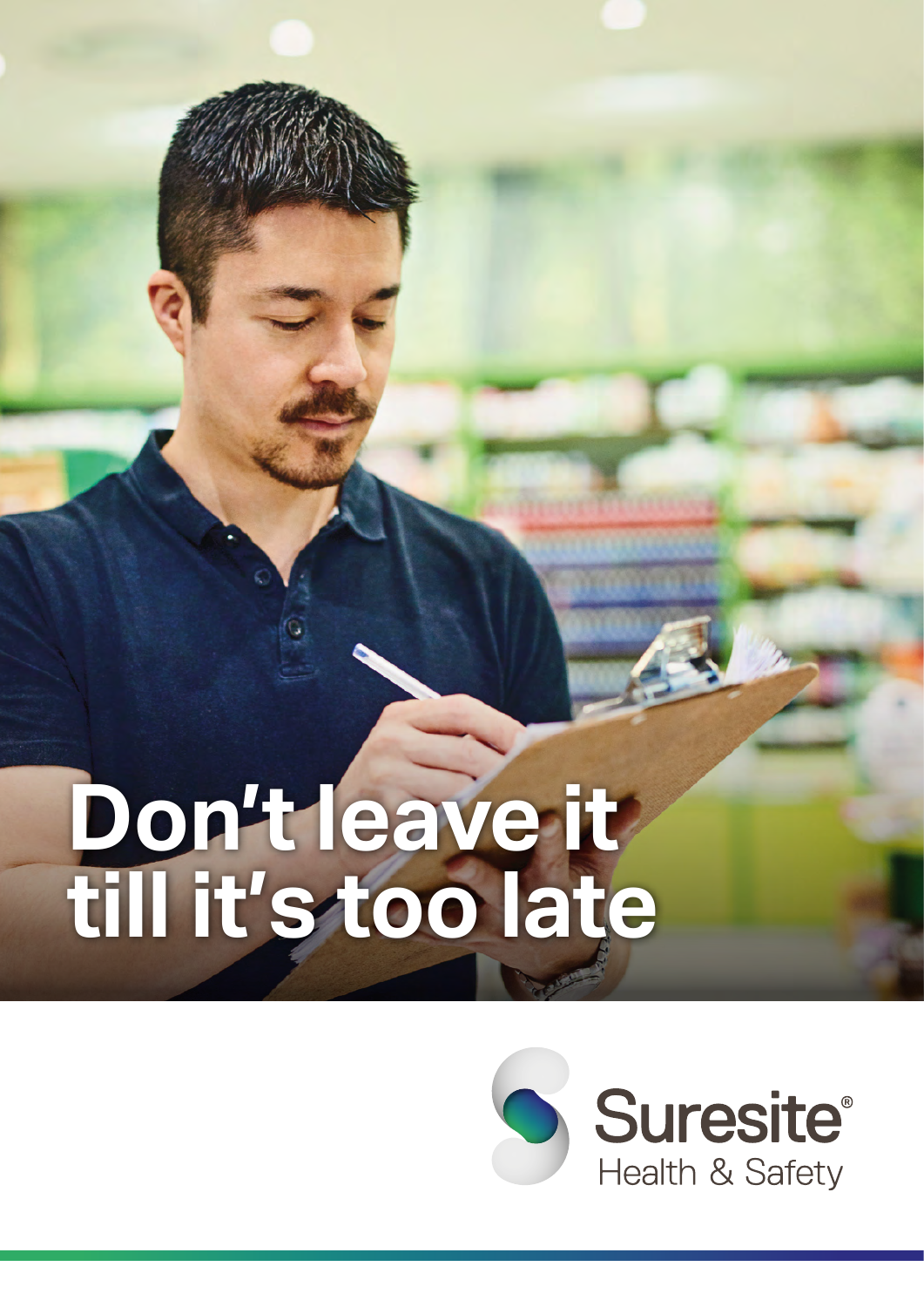# Don't leave it till it's too late

Suresite® Health & Safety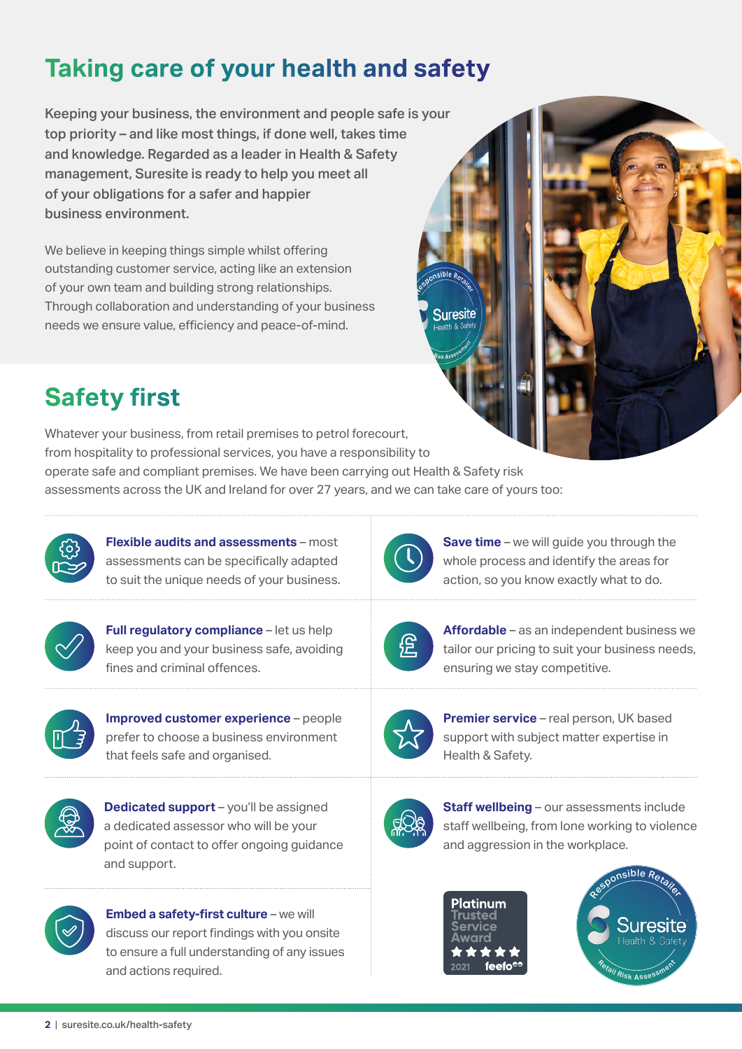# Taking care of your health and safety

**Keeping your business, the environment and people safe is your top priority – and like most things, if done well, takes time and knowledge. Regarded as a leader in Health & Safety management, Suresite is ready to help you meet all of your obligations for a safer and happier business environment.**

We believe in keeping things simple whilst offering outstanding customer service, acting like an extension of your own team and building strong relationships. Through collaboration and understanding of your business needs we ensure value, efficiency and peace-of-mind.

## Safety first

Whatever your business, from retail premises to petrol forecourt, from hospitality to professional services, you have a responsibility to operate safe and compliant premises. We have been carrying out Health & Safety risk assessments across the UK and Ireland for over 27 years, and we can take care of yours too:

- **Flexible audits and assessments** – most assessments can be specifically adapted to suit the unique needs of your business.
- **Save time** – we will guide you through the whole process and identify the areas for action, so you know exactly what to do.
- **Full regulatory compliance** – let us help keep you and your business safe, avoiding fines and criminal offences.
- **Affordable** – as an independent business we tailor our pricing to suit your business needs, ensuring we stay competitive.
- **Improved customer experience** – people prefer to choose a business environment that feels safe and organised.
- **Premier service** – real person, UK based support with subject matter expertise in Health & Safety.
- **Dedicated support** – you'll be assigned a dedicated assessor who will be your point of contact to offer ongoing guidance and support.
- **Staff wellbeing** – our assessments include staff wellbeing, from lone working to violence and aggression in the workplace.
- **Embed a safety-first culture** – we will discuss our report findings with you onsite to ensure a full understanding of any issues and actions required.

Platinum Trusted Service Award 2021 feefo

Responsible Retailer – Suresite Health & Safety – Retail Risk Assessment

suresite.co.uk/health-safety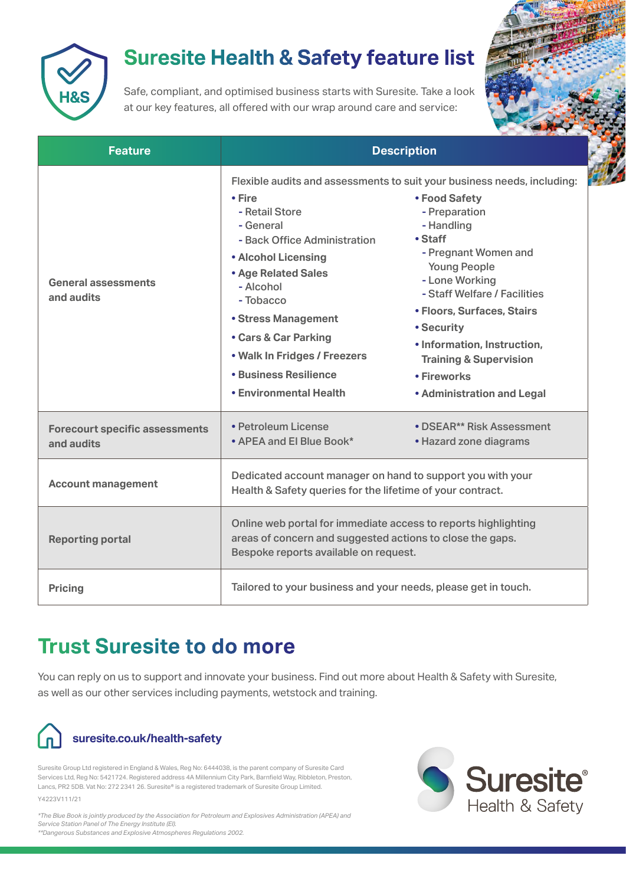# Suresite Health & Safety feature list

Safe, compliant, and optimised business starts with Suresite. Take a look at our key features, all offered with our wrap around care and service:

| Feature | Description |
|---|---|
| **General assessments and audits** | Flexible audits and assessments to suit your business needs, including:<br>• **Fire**<br>- Retail Store<br>- General<br>- Back Office Administration<br>• **Alcohol Licensing**<br>• **Age Related Sales**<br>- Alcohol<br>- Tobacco<br>• **Stress Management**<br>• **Cars & Car Parking**<br>• **Walk In Fridges / Freezers**<br>• **Business Resilience**<br>• **Environmental Health**<br>• **Food Safety**<br>- Preparation<br>- Handling<br>• **Staff**<br>- Pregnant Women and Young People<br>- Lone Working<br>- Staff Welfare / Facilities<br>• **Floors, Surfaces, Stairs**<br>• **Security**<br>• **Information, Instruction, Training & Supervision**<br>• **Fireworks**<br>• **Administration and Legal** |
| **Forecourt specific assessments and audits** | • Petroleum License<br>• APEA and EI Blue Book*<br>• DSEAR** Risk Assessment<br>• Hazard zone diagrams |
| **Account management** | Dedicated account manager on hand to support you with your Health & Safety queries for the lifetime of your contract. |
| **Reporting portal** | Online web portal for immediate access to reports highlighting areas of concern and suggested actions to close the gaps. Bespoke reports available on request. |
| **Pricing** | Tailored to your business and your needs, please get in touch. |

## Trust Suresite to do more

You can reply on us to support and innovate your business. Find out more about Health & Safety with Suresite, as well as our other services including payments, wetstock and training.

**suresite.co.uk/health-safety**

Suresite Group Ltd registered in England & Wales, Reg No: 6444038, is the parent company of Suresite Card Services Ltd, Reg No: 5421724. Registered address 4A Millennium City Park, Barnfield Way, Ribbleton, Preston, Lancs, PR2 5DB. Vat No: 272 2341 26. Suresite® is a registered trademark of Suresite Group Limited.

Y4223V111/21

Suresite® Health & Safety

*\*The Blue Book is jointly produced by the Association for Petroleum and Explosives Administration (APEA) and Service Station Panel of The Energy Institute (EI).*
*\*\*Dangerous Substances and Explosive Atmospheres Regulations 2002.*